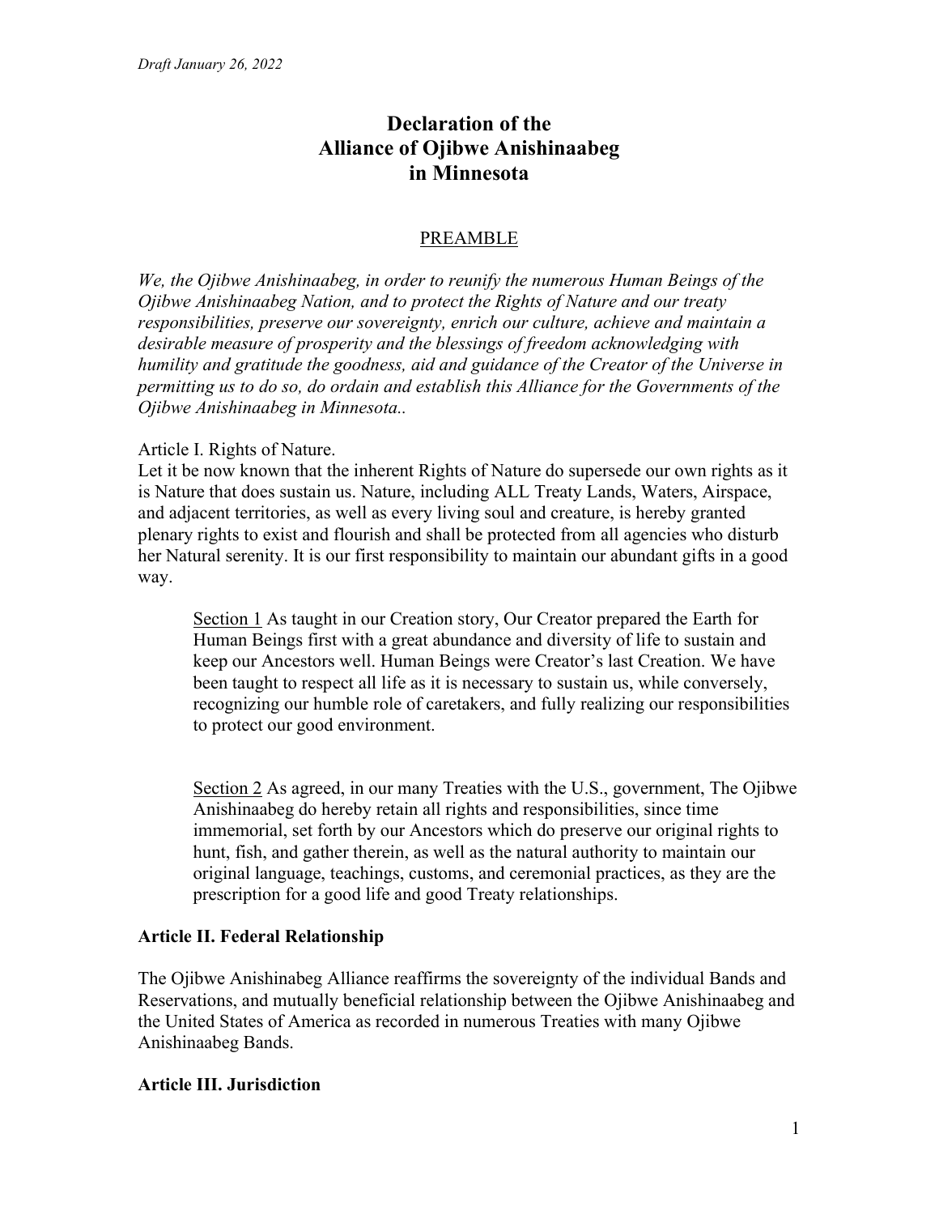*Draft January 26, 2022*

# Declaration of the Alliance of Ojibwe Anishinaabeg in Minnesota

## PREAMBLE

*We, the Ojibwe Anishinaabeg, in order to reunify the numerous Human Beings of the Ojibwe Anishinaabeg Nation, and to protect the Rights of Nature and our treaty responsibilities, preserve our sovereignty, enrich our culture, achieve and maintain a desirable measure of prosperity and the blessings of freedom acknowledging with humility and gratitude the goodness, aid and guidance of the Creator of the Universe in permitting us to do so, do ordain and establish this Alliance for the Governments of the Ojibwe Anishinaabeg in Minnesota..*

Article I. Rights of Nature.
Let it be now known that the inherent Rights of Nature do supersede our own rights as it is Nature that does sustain us. Nature, including ALL Treaty Lands, Waters, Airspace, and adjacent territories, as well as every living soul and creature, is hereby granted plenary rights to exist and flourish and shall be protected from all agencies who disturb her Natural serenity. It is our first responsibility to maintain our abundant gifts in a good way.

> <u>Section 1</u> As taught in our Creation story, Our Creator prepared the Earth for Human Beings first with a great abundance and diversity of life to sustain and keep our Ancestors well. Human Beings were Creator's last Creation. We have been taught to respect all life as it is necessary to sustain us, while conversely, recognizing our humble role of caretakers, and fully realizing our responsibilities to protect our good environment.
>
> <u>Section 2</u> As agreed, in our many Treaties with the U.S., government, The Ojibwe Anishinaabeg do hereby retain all rights and responsibilities, since time immemorial, set forth by our Ancestors which do preserve our original rights to hunt, fish, and gather therein, as well as the natural authority to maintain our original language, teachings, customs, and ceremonial practices, as they are the prescription for a good life and good Treaty relationships.

**Article II. Federal Relationship**

The Ojibwe Anishinabeg Alliance reaffirms the sovereignty of the individual Bands and Reservations, and mutually beneficial relationship between the Ojibwe Anishinaabeg and the United States of America as recorded in numerous Treaties with many Ojibwe Anishinaabeg Bands.

**Article III. Jurisdiction**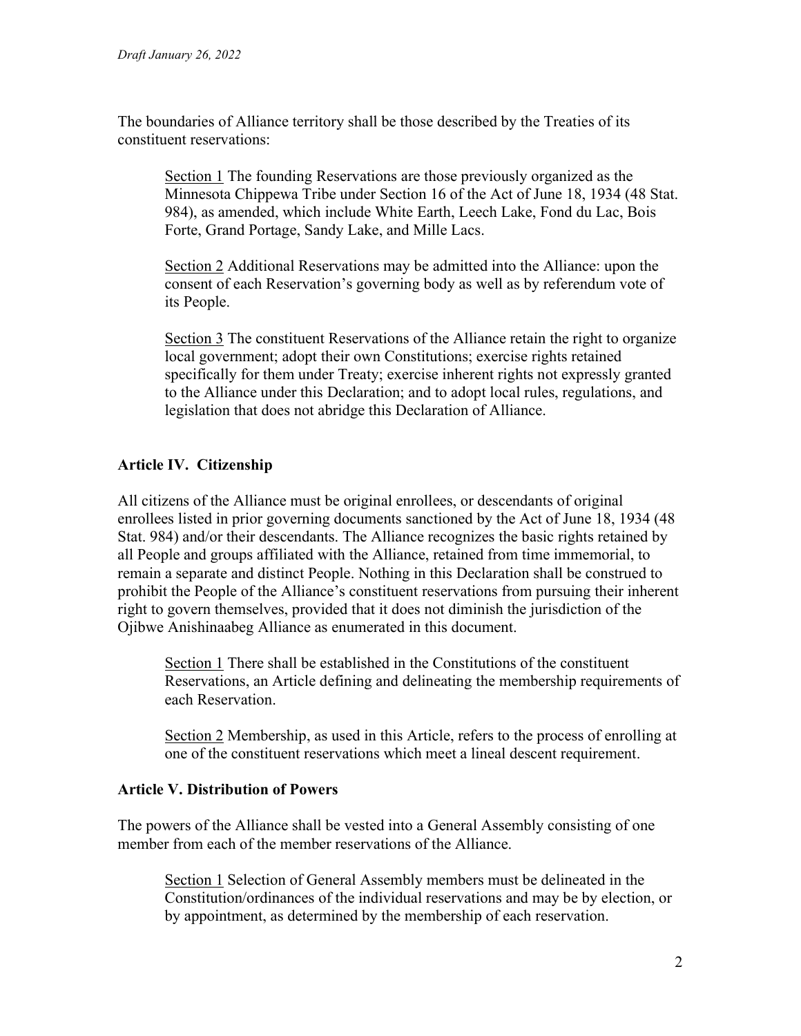The boundaries of Alliance territory shall be those described by the Treaties of its constituent reservations:

<u>Section 1</u> The founding Reservations are those previously organized as the Minnesota Chippewa Tribe under Section 16 of the Act of June 18, 1934 (48 Stat. 984), as amended, which include White Earth, Leech Lake, Fond du Lac, Bois Forte, Grand Portage, Sandy Lake, and Mille Lacs.

<u>Section 2</u> Additional Reservations may be admitted into the Alliance: upon the consent of each Reservation's governing body as well as by referendum vote of its People.

<u>Section 3</u> The constituent Reservations of the Alliance retain the right to organize local government; adopt their own Constitutions; exercise rights retained specifically for them under Treaty; exercise inherent rights not expressly granted to the Alliance under this Declaration; and to adopt local rules, regulations, and legislation that does not abridge this Declaration of Alliance.

## Article IV. Citizenship

All citizens of the Alliance must be original enrollees, or descendants of original enrollees listed in prior governing documents sanctioned by the Act of June 18, 1934 (48 Stat. 984) and/or their descendants. The Alliance recognizes the basic rights retained by all People and groups affiliated with the Alliance, retained from time immemorial, to remain a separate and distinct People. Nothing in this Declaration shall be construed to prohibit the People of the Alliance's constituent reservations from pursuing their inherent right to govern themselves, provided that it does not diminish the jurisdiction of the Ojibwe Anishinaabeg Alliance as enumerated in this document.

<u>Section 1</u> There shall be established in the Constitutions of the constituent Reservations, an Article defining and delineating the membership requirements of each Reservation.

<u>Section 2</u> Membership, as used in this Article, refers to the process of enrolling at one of the constituent reservations which meet a lineal descent requirement.

## Article V. Distribution of Powers

The powers of the Alliance shall be vested into a General Assembly consisting of one member from each of the member reservations of the Alliance.

<u>Section 1</u> Selection of General Assembly members must be delineated in the Constitution/ordinances of the individual reservations and may be by election, or by appointment, as determined by the membership of each reservation.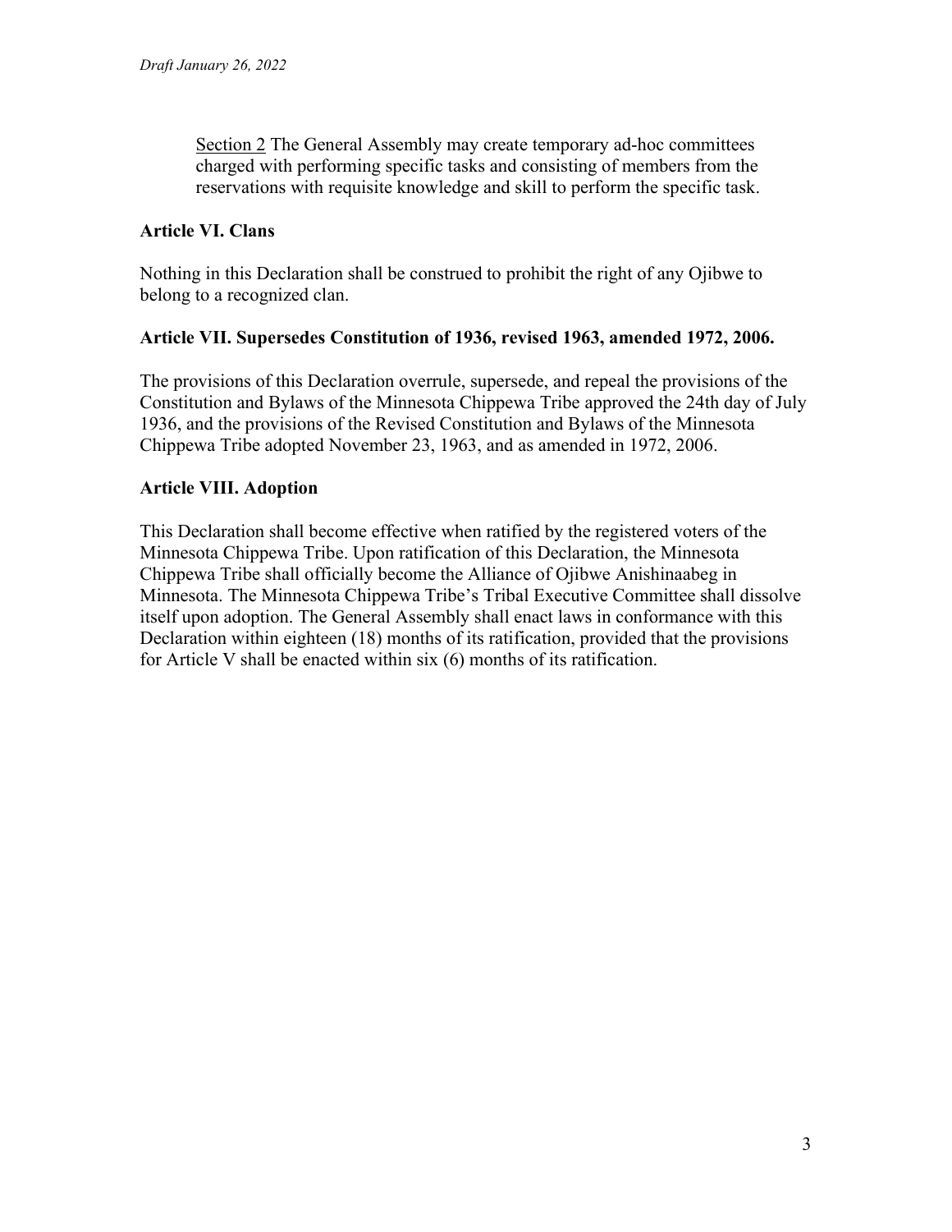*Draft January 26, 2022*

Section 2 The General Assembly may create temporary ad-hoc committees charged with performing specific tasks and consisting of members from the reservations with requisite knowledge and skill to perform the specific task.

**Article VI. Clans**

Nothing in this Declaration shall be construed to prohibit the right of any Ojibwe to belong to a recognized clan.

**Article VII. Supersedes Constitution of 1936, revised 1963, amended 1972, 2006.**

The provisions of this Declaration overrule, supersede, and repeal the provisions of the Constitution and Bylaws of the Minnesota Chippewa Tribe approved the 24th day of July 1936, and the provisions of the Revised Constitution and Bylaws of the Minnesota Chippewa Tribe adopted November 23, 1963, and as amended in 1972, 2006.

**Article VIII. Adoption**

This Declaration shall become effective when ratified by the registered voters of the Minnesota Chippewa Tribe. Upon ratification of this Declaration, the Minnesota Chippewa Tribe shall officially become the Alliance of Ojibwe Anishinaabeg in Minnesota. The Minnesota Chippewa Tribe's Tribal Executive Committee shall dissolve itself upon adoption. The General Assembly shall enact laws in conformance with this Declaration within eighteen (18) months of its ratification, provided that the provisions for Article V shall be enacted within six (6) months of its ratification.